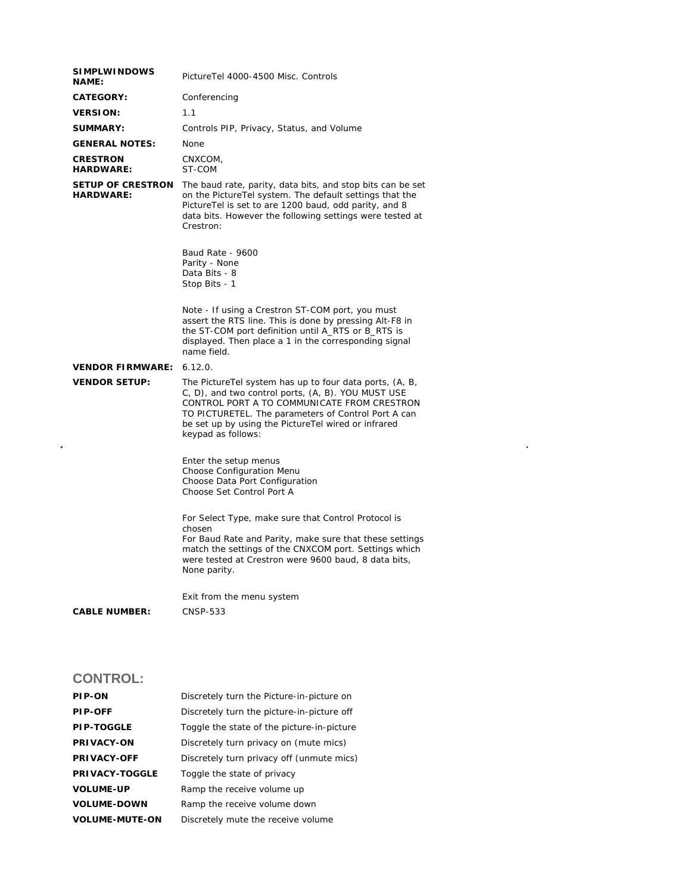| | |
|---|---|
| **SIMPLWINDOWS NAME:** | PictureTel 4000-4500 Misc. Controls |
| **CATEGORY:** | Conferencing |
| **VERSION:** | 1.1 |
| **SUMMARY:** | Controls PIP, Privacy, Status, and Volume |
| **GENERAL NOTES:** | None |
| **CRESTRON HARDWARE:** | CNXCOM,<br>ST-COM |
| **SETUP OF CRESTRON HARDWARE:** | The baud rate, parity, data bits, and stop bits can be set on the PictureTel system. The default settings that the PictureTel is set to are 1200 baud, odd parity, and 8 data bits. However the following settings were tested at Crestron:<br><br>Baud Rate - 9600<br>Parity - None<br>Data Bits - 8<br>Stop Bits - 1<br><br>Note - If using a Crestron ST-COM port, you must assert the RTS line. This is done by pressing Alt-F8 in the ST-COM port definition until A_RTS or B_RTS is displayed. Then place a 1 in the corresponding signal name field. |
| **VENDOR FIRMWARE:** | 6.12.0. |
| **VENDOR SETUP:** | The PictureTel system has up to four data ports, (A, B, C, D), and two control ports, (A, B). YOU MUST USE CONTROL PORT A TO COMMUNICATE FROM CRESTRON TO PICTURETEL. The parameters of Control Port A can be set up by using the PictureTel wired or infrared keypad as follows:<br><br>Enter the setup menus<br>Choose Configuration Menu<br>Choose Data Port Configuration<br>Choose Set Control Port A<br><br>For Select Type, make sure that Control Protocol is chosen<br>For Baud Rate and Parity, make sure that these settings match the settings of the CNXCOM port. Settings which were tested at Crestron were 9600 baud, 8 data bits, None parity.<br><br>Exit from the menu system |
| **CABLE NUMBER:** | CNSP-533 |

## CONTROL:

| | |
|---|---|
| **PIP-ON** | Discretely turn the Picture-in-picture on |
| **PIP-OFF** | Discretely turn the picture-in-picture off |
| **PIP-TOGGLE** | Toggle the state of the picture-in-picture |
| **PRIVACY-ON** | Discretely turn privacy on (mute mics) |
| **PRIVACY-OFF** | Discretely turn privacy off (unmute mics) |
| **PRIVACY-TOGGLE** | Toggle the state of privacy |
| **VOLUME-UP** | Ramp the receive volume up |
| **VOLUME-DOWN** | Ramp the receive volume down |
| **VOLUME-MUTE-ON** | Discretely mute the receive volume |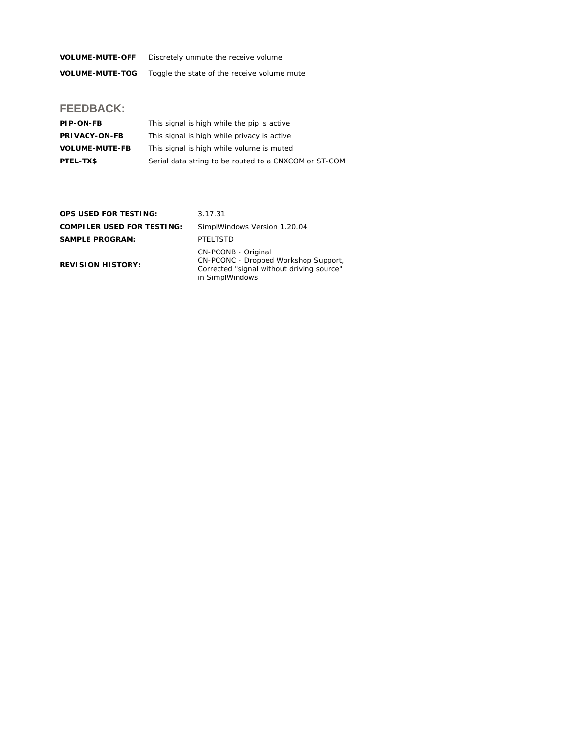| | |
|---|---|
| **VOLUME-MUTE-OFF** | Discretely unmute the receive volume |
| **VOLUME-MUTE-TOG** | Toggle the state of the receive volume mute |

## FEEDBACK:

| | |
|---|---|
| **PIP-ON-FB** | This signal is high while the pip is active |
| **PRIVACY-ON-FB** | This signal is high while privacy is active |
| **VOLUME-MUTE-FB** | This signal is high while volume is muted |
| **PTEL-TX$** | Serial data string to be routed to a CNXCOM or ST-COM |

| | |
|---|---|
| **OPS USED FOR TESTING:** | 3.17.31 |
| **COMPILER USED FOR TESTING:** | SimplWindows Version 1.20.04 |
| **SAMPLE PROGRAM:** | PTELTSTD |
| **REVISION HISTORY:** | CN-PCONB - Original<br>CN-PCONC - Dropped Workshop Support, Corrected "signal without driving source" in SimplWindows |